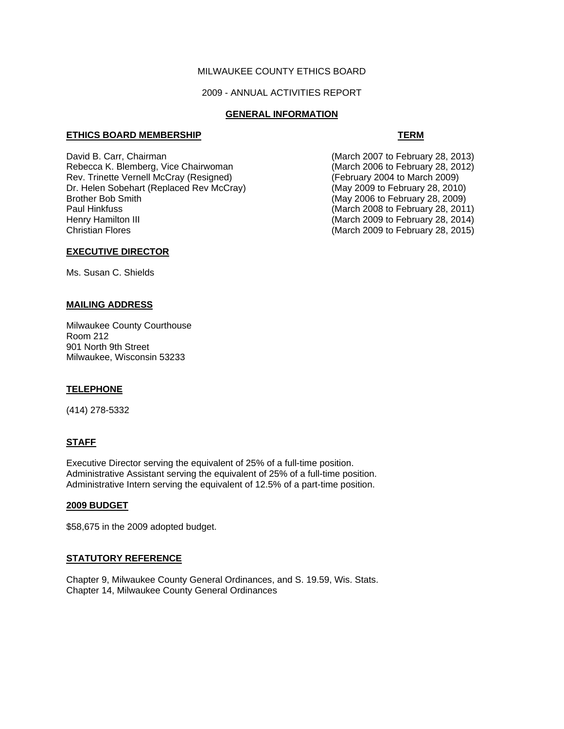MILWAUKEE COUNTY ETHICS BOARD

2009 - ANNUAL ACTIVITIES REPORT

## GENERAL INFORMATION

| ETHICS BOARD MEMBERSHIP | TERM |
|---|---|
| David B. Carr, Chairman | (March 2007 to February 28, 2013) |
| Rebecca K. Blemberg, Vice Chairwoman | (March 2006 to February 28, 2012) |
| Rev. Trinette Vernell McCray (Resigned) | (February 2004 to March 2009) |
| Dr. Helen Sobehart (Replaced Rev McCray) | (May 2009 to February 28, 2010) |
| Brother Bob Smith | (May 2006 to February 28, 2009) |
| Paul Hinkfuss | (March 2008 to February 28, 2011) |
| Henry Hamilton III | (March 2009 to February 28, 2014) |
| Christian Flores | (March 2009 to February 28, 2015) |

### EXECUTIVE DIRECTOR

Ms. Susan C. Shields

### MAILING ADDRESS

Milwaukee County Courthouse
Room 212
901 North 9th Street
Milwaukee, Wisconsin 53233

### TELEPHONE

(414) 278-5332

### STAFF

Executive Director serving the equivalent of 25% of a full-time position.
Administrative Assistant serving the equivalent of 25% of a full-time position.
Administrative Intern serving the equivalent of 12.5% of a part-time position.

### 2009 BUDGET

$58,675 in the 2009 adopted budget.

### STATUTORY REFERENCE

Chapter 9, Milwaukee County General Ordinances, and S. 19.59, Wis. Stats.
Chapter 14, Milwaukee County General Ordinances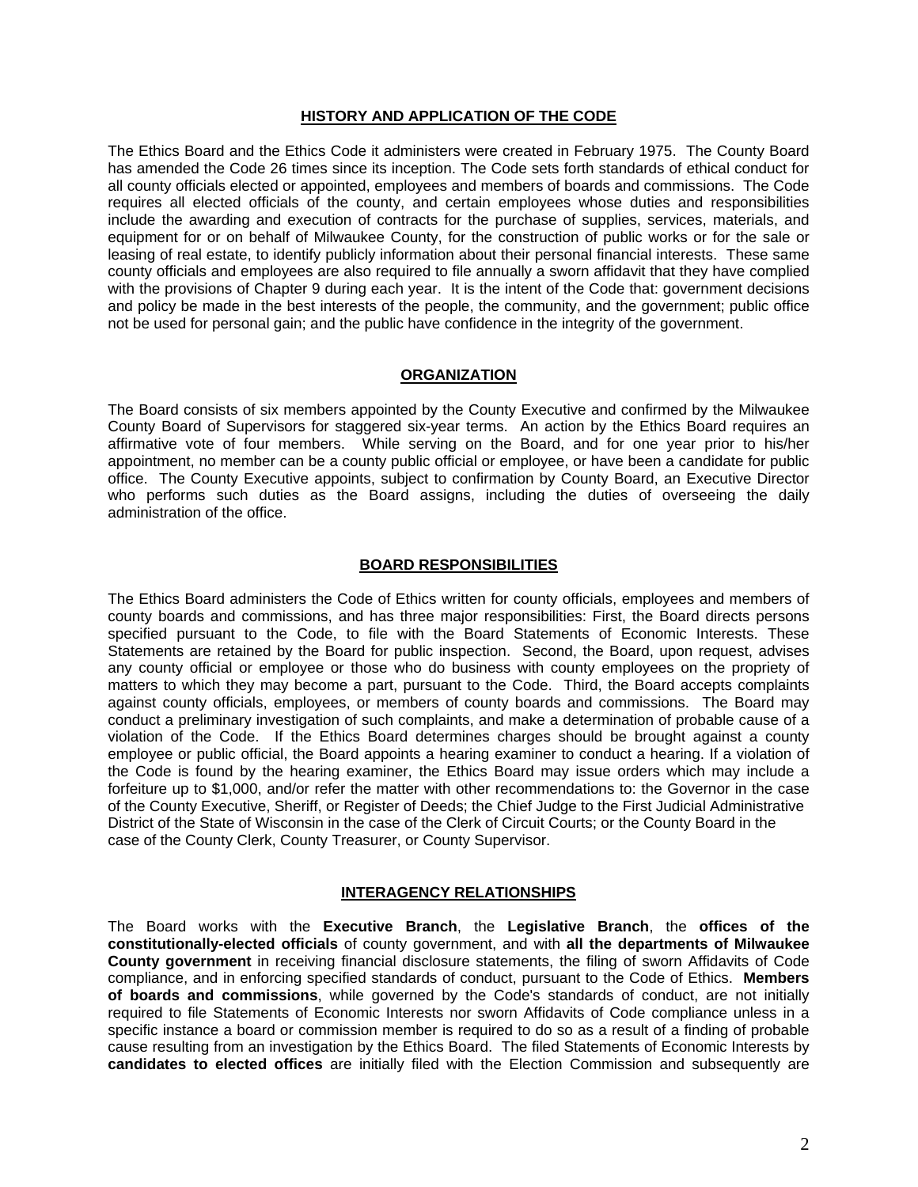## HISTORY AND APPLICATION OF THE CODE

The Ethics Board and the Ethics Code it administers were created in February 1975. The County Board has amended the Code 26 times since its inception. The Code sets forth standards of ethical conduct for all county officials elected or appointed, employees and members of boards and commissions. The Code requires all elected officials of the county, and certain employees whose duties and responsibilities include the awarding and execution of contracts for the purchase of supplies, services, materials, and equipment for or on behalf of Milwaukee County, for the construction of public works or for the sale or leasing of real estate, to identify publicly information about their personal financial interests. These same county officials and employees are also required to file annually a sworn affidavit that they have complied with the provisions of Chapter 9 during each year. It is the intent of the Code that: government decisions and policy be made in the best interests of the people, the community, and the government; public office not be used for personal gain; and the public have confidence in the integrity of the government.

## ORGANIZATION

The Board consists of six members appointed by the County Executive and confirmed by the Milwaukee County Board of Supervisors for staggered six-year terms. An action by the Ethics Board requires an affirmative vote of four members. While serving on the Board, and for one year prior to his/her appointment, no member can be a county public official or employee, or have been a candidate for public office. The County Executive appoints, subject to confirmation by County Board, an Executive Director who performs such duties as the Board assigns, including the duties of overseeing the daily administration of the office.

## BOARD RESPONSIBILITIES

The Ethics Board administers the Code of Ethics written for county officials, employees and members of county boards and commissions, and has three major responsibilities: First, the Board directs persons specified pursuant to the Code, to file with the Board Statements of Economic Interests. These Statements are retained by the Board for public inspection. Second, the Board, upon request, advises any county official or employee or those who do business with county employees on the propriety of matters to which they may become a part, pursuant to the Code. Third, the Board accepts complaints against county officials, employees, or members of county boards and commissions. The Board may conduct a preliminary investigation of such complaints, and make a determination of probable cause of a violation of the Code. If the Ethics Board determines charges should be brought against a county employee or public official, the Board appoints a hearing examiner to conduct a hearing. If a violation of the Code is found by the hearing examiner, the Ethics Board may issue orders which may include a forfeiture up to $1,000, and/or refer the matter with other recommendations to: the Governor in the case of the County Executive, Sheriff, or Register of Deeds; the Chief Judge to the First Judicial Administrative District of the State of Wisconsin in the case of the Clerk of Circuit Courts; or the County Board in the case of the County Clerk, County Treasurer, or County Supervisor.

## INTERAGENCY RELATIONSHIPS

The Board works with the **Executive Branch**, the **Legislative Branch**, the **offices of the constitutionally-elected officials** of county government, and with **all the departments of Milwaukee County government** in receiving financial disclosure statements, the filing of sworn Affidavits of Code compliance, and in enforcing specified standards of conduct, pursuant to the Code of Ethics. **Members of boards and commissions**, while governed by the Code's standards of conduct, are not initially required to file Statements of Economic Interests nor sworn Affidavits of Code compliance unless in a specific instance a board or commission member is required to do so as a result of a finding of probable cause resulting from an investigation by the Ethics Board. The filed Statements of Economic Interests by **candidates to elected offices** are initially filed with the Election Commission and subsequently are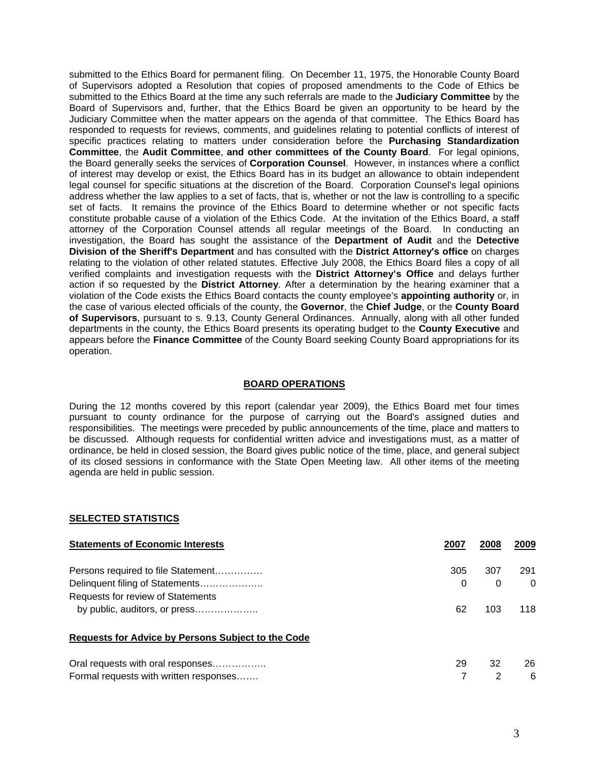submitted to the Ethics Board for permanent filing. On December 11, 1975, the Honorable County Board of Supervisors adopted a Resolution that copies of proposed amendments to the Code of Ethics be submitted to the Ethics Board at the time any such referrals are made to the **Judiciary Committee** by the Board of Supervisors and, further, that the Ethics Board be given an opportunity to be heard by the Judiciary Committee when the matter appears on the agenda of that committee. The Ethics Board has responded to requests for reviews, comments, and guidelines relating to potential conflicts of interest of specific practices relating to matters under consideration before the **Purchasing Standardization Committee**, the **Audit Committee**, **and other committees of the County Board**. For legal opinions, the Board generally seeks the services of **Corporation Counsel**. However, in instances where a conflict of interest may develop or exist, the Ethics Board has in its budget an allowance to obtain independent legal counsel for specific situations at the discretion of the Board. Corporation Counsel's legal opinions address whether the law applies to a set of facts, that is, whether or not the law is controlling to a specific set of facts. It remains the province of the Ethics Board to determine whether or not specific facts constitute probable cause of a violation of the Ethics Code. At the invitation of the Ethics Board, a staff attorney of the Corporation Counsel attends all regular meetings of the Board. In conducting an investigation, the Board has sought the assistance of the **Department of Audit** and the **Detective Division of the Sheriff's Department** and has consulted with the **District Attorney's office** on charges relating to the violation of other related statutes. Effective July 2008, the Ethics Board files a copy of all verified complaints and investigation requests with the **District Attorney's Office** and delays further action if so requested by the **District Attorney**. After a determination by the hearing examiner that a violation of the Code exists the Ethics Board contacts the county employee's **appointing authority** or, in the case of various elected officials of the county, the **Governor**, the **Chief Judge**, or the **County Board of Supervisors**, pursuant to s. 9.13, County General Ordinances. Annually, along with all other funded departments in the county, the Ethics Board presents its operating budget to the **County Executive** and appears before the **Finance Committee** of the County Board seeking County Board appropriations for its operation.

## BOARD OPERATIONS

During the 12 months covered by this report (calendar year 2009), the Ethics Board met four times pursuant to county ordinance for the purpose of carrying out the Board's assigned duties and responsibilities. The meetings were preceded by public announcements of the time, place and matters to be discussed. Although requests for confidential written advice and investigations must, as a matter of ordinance, be held in closed session, the Board gives public notice of the time, place, and general subject of its closed sessions in conformance with the State Open Meeting law. All other items of the meeting agenda are held in public session.

## SELECTED STATISTICS

| **Statements of Economic Interests** | **2007** | **2008** | **2009** |
|---|---|---|---|
| Persons required to file Statement…………… | 305 | 307 | 291 |
| Delinquent filing of Statements……………….. | 0 | 0 | 0 |
| Requests for review of Statements by public, auditors, or press……………….. | 62 | 103 | 118 |
| **Requests for Advice by Persons Subject to the Code** | | | |
| Oral requests with oral responses…………….. | 29 | 32 | 26 |
| Formal requests with written responses……. | 7 | 2 | 6 |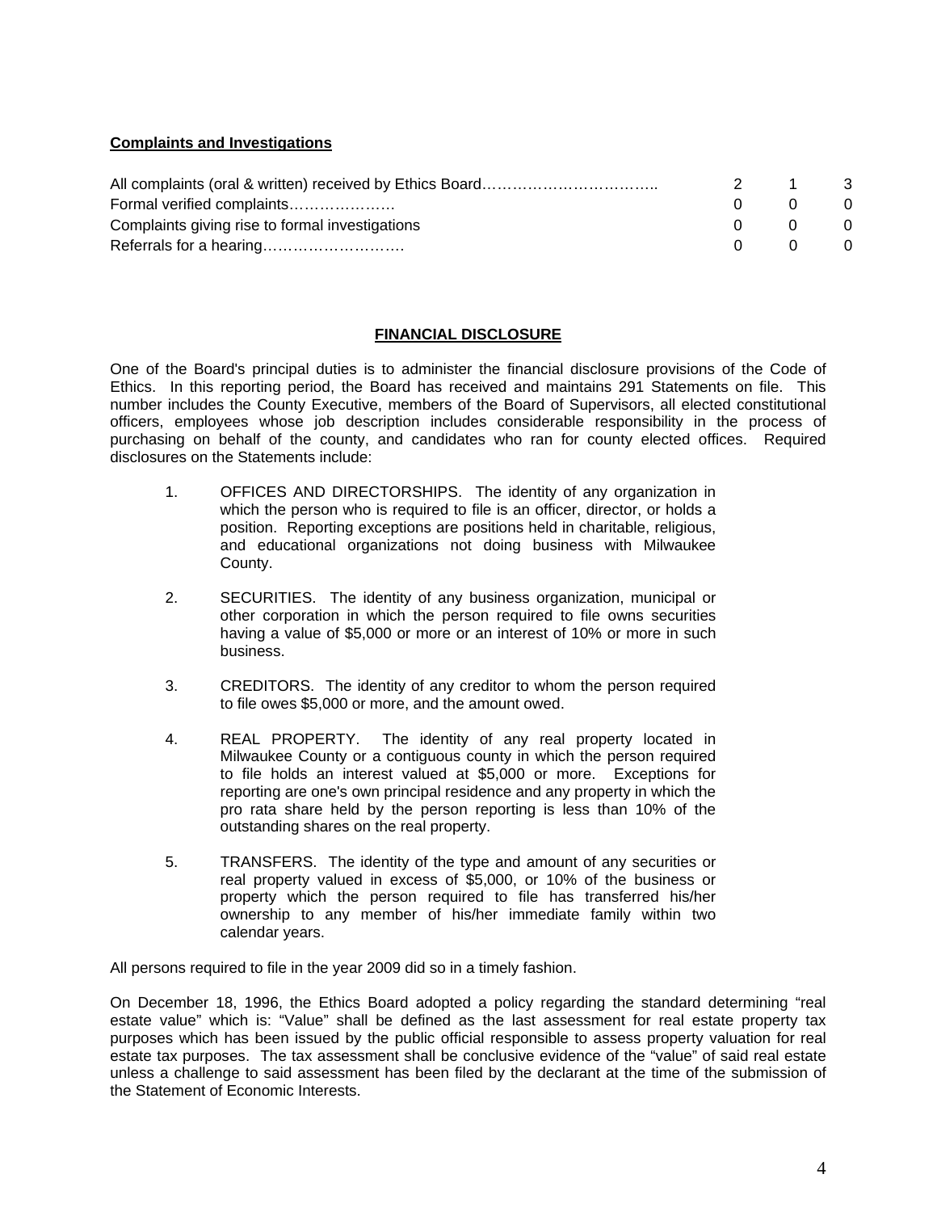**Complaints and Investigations**

| | | | |
|---|---|---|---|
| All complaints (oral & written) received by Ethics Board…………………………….. | 2 | 1 | 3 |
| Formal verified complaints………………… | 0 | 0 | 0 |
| Complaints giving rise to formal investigations | 0 | 0 | 0 |
| Referrals for a hearing………………………. | 0 | 0 | 0 |

## FINANCIAL DISCLOSURE

One of the Board's principal duties is to administer the financial disclosure provisions of the Code of Ethics. In this reporting period, the Board has received and maintains 291 Statements on file. This number includes the County Executive, members of the Board of Supervisors, all elected constitutional officers, employees whose job description includes considerable responsibility in the process of purchasing on behalf of the county, and candidates who ran for county elected offices. Required disclosures on the Statements include:

1. OFFICES AND DIRECTORSHIPS. The identity of any organization in which the person who is required to file is an officer, director, or holds a position. Reporting exceptions are positions held in charitable, religious, and educational organizations not doing business with Milwaukee County.

2. SECURITIES. The identity of any business organization, municipal or other corporation in which the person required to file owns securities having a value of $5,000 or more or an interest of 10% or more in such business.

3. CREDITORS. The identity of any creditor to whom the person required to file owes $5,000 or more, and the amount owed.

4. REAL PROPERTY. The identity of any real property located in Milwaukee County or a contiguous county in which the person required to file holds an interest valued at $5,000 or more. Exceptions for reporting are one's own principal residence and any property in which the pro rata share held by the person reporting is less than 10% of the outstanding shares on the real property.

5. TRANSFERS. The identity of the type and amount of any securities or real property valued in excess of $5,000, or 10% of the business or property which the person required to file has transferred his/her ownership to any member of his/her immediate family within two calendar years.

All persons required to file in the year 2009 did so in a timely fashion.

On December 18, 1996, the Ethics Board adopted a policy regarding the standard determining "real estate value" which is: "Value" shall be defined as the last assessment for real estate property tax purposes which has been issued by the public official responsible to assess property valuation for real estate tax purposes. The tax assessment shall be conclusive evidence of the "value" of said real estate unless a challenge to said assessment has been filed by the declarant at the time of the submission of the Statement of Economic Interests.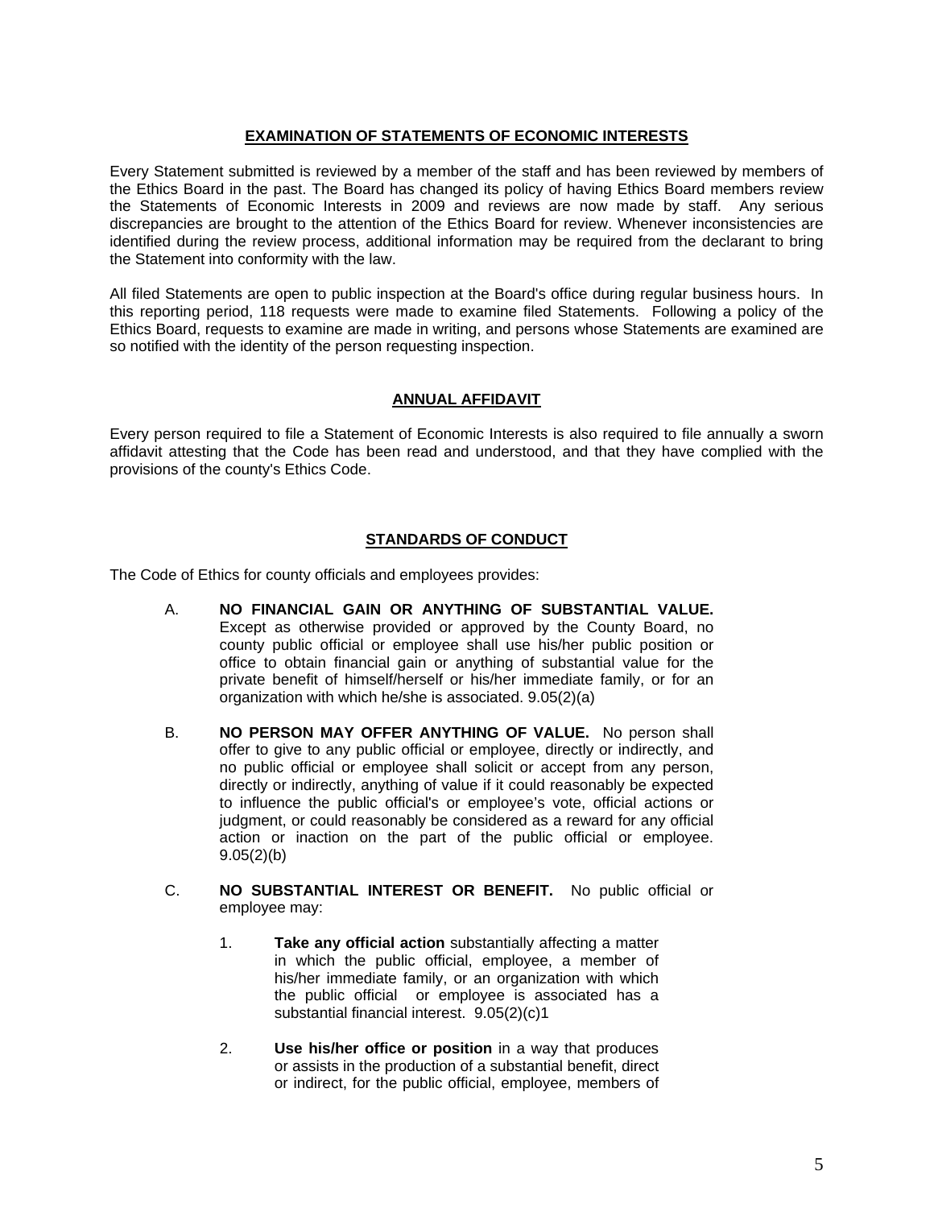## EXAMINATION OF STATEMENTS OF ECONOMIC INTERESTS

Every Statement submitted is reviewed by a member of the staff and has been reviewed by members of the Ethics Board in the past. The Board has changed its policy of having Ethics Board members review the Statements of Economic Interests in 2009 and reviews are now made by staff. Any serious discrepancies are brought to the attention of the Ethics Board for review. Whenever inconsistencies are identified during the review process, additional information may be required from the declarant to bring the Statement into conformity with the law.

All filed Statements are open to public inspection at the Board's office during regular business hours. In this reporting period, 118 requests were made to examine filed Statements. Following a policy of the Ethics Board, requests to examine are made in writing, and persons whose Statements are examined are so notified with the identity of the person requesting inspection.

## ANNUAL AFFIDAVIT

Every person required to file a Statement of Economic Interests is also required to file annually a sworn affidavit attesting that the Code has been read and understood, and that they have complied with the provisions of the county's Ethics Code.

## STANDARDS OF CONDUCT

The Code of Ethics for county officials and employees provides:

A. **NO FINANCIAL GAIN OR ANYTHING OF SUBSTANTIAL VALUE.** Except as otherwise provided or approved by the County Board, no county public official or employee shall use his/her public position or office to obtain financial gain or anything of substantial value for the private benefit of himself/herself or his/her immediate family, or for an organization with which he/she is associated. 9.05(2)(a)

B. **NO PERSON MAY OFFER ANYTHING OF VALUE.** No person shall offer to give to any public official or employee, directly or indirectly, and no public official or employee shall solicit or accept from any person, directly or indirectly, anything of value if it could reasonably be expected to influence the public official's or employee's vote, official actions or judgment, or could reasonably be considered as a reward for any official action or inaction on the part of the public official or employee. 9.05(2)(b)

C. **NO SUBSTANTIAL INTEREST OR BENEFIT.** No public official or employee may:

   1. **Take any official action** substantially affecting a matter in which the public official, employee, a member of his/her immediate family, or an organization with which the public official or employee is associated has a substantial financial interest. 9.05(2)(c)1

   2. **Use his/her office or position** in a way that produces or assists in the production of a substantial benefit, direct or indirect, for the public official, employee, members of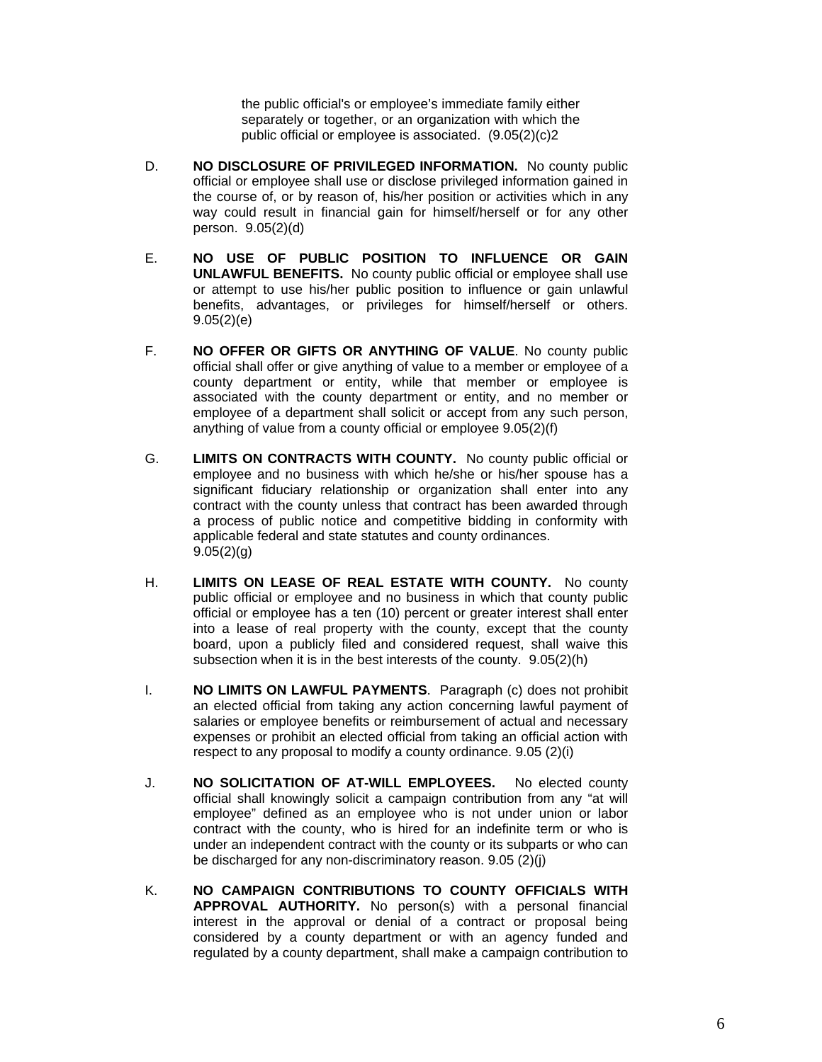the public official's or employee's immediate family either separately or together, or an organization with which the public official or employee is associated. (9.05(2)(c)2

D. **NO DISCLOSURE OF PRIVILEGED INFORMATION.** No county public official or employee shall use or disclose privileged information gained in the course of, or by reason of, his/her position or activities which in any way could result in financial gain for himself/herself or for any other person. 9.05(2)(d)

E. **NO USE OF PUBLIC POSITION TO INFLUENCE OR GAIN UNLAWFUL BENEFITS.** No county public official or employee shall use or attempt to use his/her public position to influence or gain unlawful benefits, advantages, or privileges for himself/herself or others. 9.05(2)(e)

F. **NO OFFER OR GIFTS OR ANYTHING OF VALUE**. No county public official shall offer or give anything of value to a member or employee of a county department or entity, while that member or employee is associated with the county department or entity, and no member or employee of a department shall solicit or accept from any such person, anything of value from a county official or employee 9.05(2)(f)

G. **LIMITS ON CONTRACTS WITH COUNTY.** No county public official or employee and no business with which he/she or his/her spouse has a significant fiduciary relationship or organization shall enter into any contract with the county unless that contract has been awarded through a process of public notice and competitive bidding in conformity with applicable federal and state statutes and county ordinances. 9.05(2)(g)

H. **LIMITS ON LEASE OF REAL ESTATE WITH COUNTY.** No county public official or employee and no business in which that county public official or employee has a ten (10) percent or greater interest shall enter into a lease of real property with the county, except that the county board, upon a publicly filed and considered request, shall waive this subsection when it is in the best interests of the county. 9.05(2)(h)

I. **NO LIMITS ON LAWFUL PAYMENTS**. Paragraph (c) does not prohibit an elected official from taking any action concerning lawful payment of salaries or employee benefits or reimbursement of actual and necessary expenses or prohibit an elected official from taking an official action with respect to any proposal to modify a county ordinance. 9.05 (2)(i)

J. **NO SOLICITATION OF AT-WILL EMPLOYEES.** No elected county official shall knowingly solicit a campaign contribution from any "at will employee" defined as an employee who is not under union or labor contract with the county, who is hired for an indefinite term or who is under an independent contract with the county or its subparts or who can be discharged for any non-discriminatory reason. 9.05 (2)(j)

K. **NO CAMPAIGN CONTRIBUTIONS TO COUNTY OFFICIALS WITH APPROVAL AUTHORITY.** No person(s) with a personal financial interest in the approval or denial of a contract or proposal being considered by a county department or with an agency funded and regulated by a county department, shall make a campaign contribution to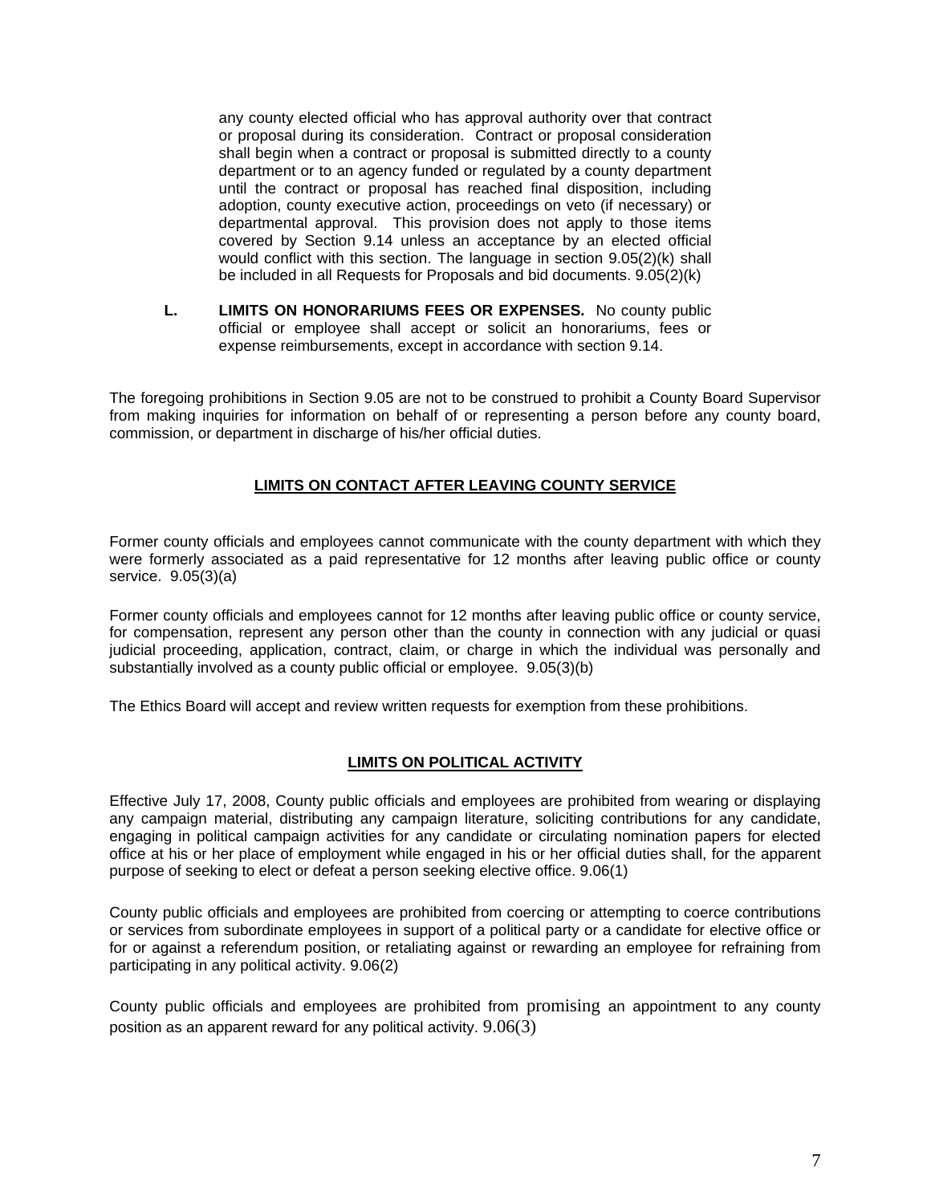any county elected official who has approval authority over that contract or proposal during its consideration. Contract or proposal consideration shall begin when a contract or proposal is submitted directly to a county department or to an agency funded or regulated by a county department until the contract or proposal has reached final disposition, including adoption, county executive action, proceedings on veto (if necessary) or departmental approval. This provision does not apply to those items covered by Section 9.14 unless an acceptance by an elected official would conflict with this section. The language in section 9.05(2)(k) shall be included in all Requests for Proposals and bid documents. 9.05(2)(k)

**L. LIMITS ON HONORARIUMS FEES OR EXPENSES.** No county public official or employee shall accept or solicit an honorariums, fees or expense reimbursements, except in accordance with section 9.14.

The foregoing prohibitions in Section 9.05 are not to be construed to prohibit a County Board Supervisor from making inquiries for information on behalf of or representing a person before any county board, commission, or department in discharge of his/her official duties.

## LIMITS ON CONTACT AFTER LEAVING COUNTY SERVICE

Former county officials and employees cannot communicate with the county department with which they were formerly associated as a paid representative for 12 months after leaving public office or county service. 9.05(3)(a)

Former county officials and employees cannot for 12 months after leaving public office or county service, for compensation, represent any person other than the county in connection with any judicial or quasi judicial proceeding, application, contract, claim, or charge in which the individual was personally and substantially involved as a county public official or employee. 9.05(3)(b)

The Ethics Board will accept and review written requests for exemption from these prohibitions.

## LIMITS ON POLITICAL ACTIVITY

Effective July 17, 2008, County public officials and employees are prohibited from wearing or displaying any campaign material, distributing any campaign literature, soliciting contributions for any candidate, engaging in political campaign activities for any candidate or circulating nomination papers for elected office at his or her place of employment while engaged in his or her official duties shall, for the apparent purpose of seeking to elect or defeat a person seeking elective office. 9.06(1)

County public officials and employees are prohibited from coercing or attempting to coerce contributions or services from subordinate employees in support of a political party or a candidate for elective office or for or against a referendum position, or retaliating against or rewarding an employee for refraining from participating in any political activity. 9.06(2)

County public officials and employees are prohibited from promising an appointment to any county position as an apparent reward for any political activity. 9.06(3)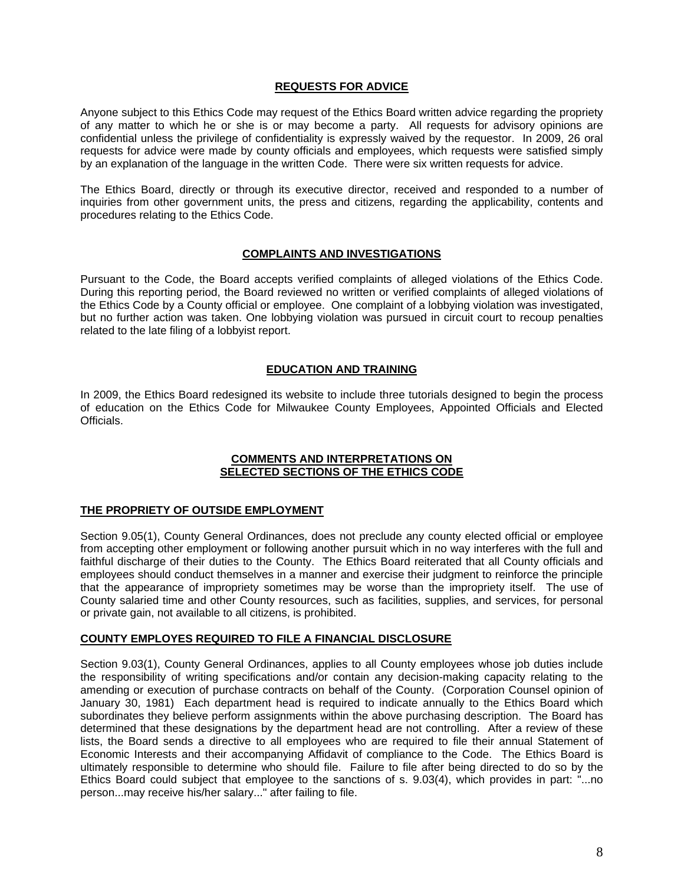## REQUESTS FOR ADVICE

Anyone subject to this Ethics Code may request of the Ethics Board written advice regarding the propriety of any matter to which he or she is or may become a party. All requests for advisory opinions are confidential unless the privilege of confidentiality is expressly waived by the requestor. In 2009, 26 oral requests for advice were made by county officials and employees, which requests were satisfied simply by an explanation of the language in the written Code. There were six written requests for advice.

The Ethics Board, directly or through its executive director, received and responded to a number of inquiries from other government units, the press and citizens, regarding the applicability, contents and procedures relating to the Ethics Code.

## COMPLAINTS AND INVESTIGATIONS

Pursuant to the Code, the Board accepts verified complaints of alleged violations of the Ethics Code. During this reporting period, the Board reviewed no written or verified complaints of alleged violations of the Ethics Code by a County official or employee. One complaint of a lobbying violation was investigated, but no further action was taken. One lobbying violation was pursued in circuit court to recoup penalties related to the late filing of a lobbyist report.

## EDUCATION AND TRAINING

In 2009, the Ethics Board redesigned its website to include three tutorials designed to begin the process of education on the Ethics Code for Milwaukee County Employees, Appointed Officials and Elected Officials.

## COMMENTS AND INTERPRETATIONS ON SELECTED SECTIONS OF THE ETHICS CODE

### THE PROPRIETY OF OUTSIDE EMPLOYMENT

Section 9.05(1), County General Ordinances, does not preclude any county elected official or employee from accepting other employment or following another pursuit which in no way interferes with the full and faithful discharge of their duties to the County. The Ethics Board reiterated that all County officials and employees should conduct themselves in a manner and exercise their judgment to reinforce the principle that the appearance of impropriety sometimes may be worse than the impropriety itself. The use of County salaried time and other County resources, such as facilities, supplies, and services, for personal or private gain, not available to all citizens, is prohibited.

### COUNTY EMPLOYES REQUIRED TO FILE A FINANCIAL DISCLOSURE

Section 9.03(1), County General Ordinances, applies to all County employees whose job duties include the responsibility of writing specifications and/or contain any decision-making capacity relating to the amending or execution of purchase contracts on behalf of the County. (Corporation Counsel opinion of January 30, 1981) Each department head is required to indicate annually to the Ethics Board which subordinates they believe perform assignments within the above purchasing description. The Board has determined that these designations by the department head are not controlling. After a review of these lists, the Board sends a directive to all employees who are required to file their annual Statement of Economic Interests and their accompanying Affidavit of compliance to the Code. The Ethics Board is ultimately responsible to determine who should file. Failure to file after being directed to do so by the Ethics Board could subject that employee to the sanctions of s. 9.03(4), which provides in part: "...no person...may receive his/her salary..." after failing to file.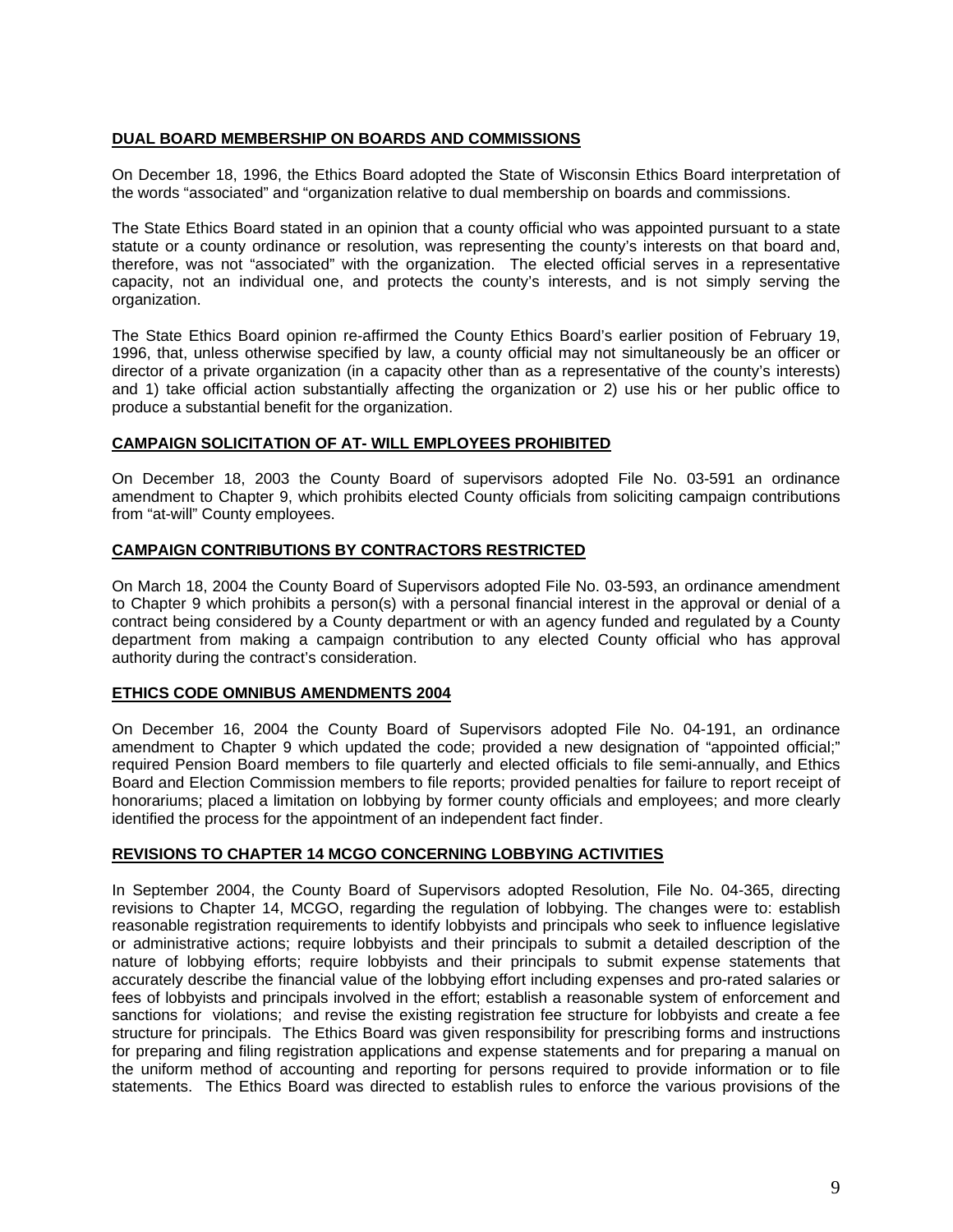**DUAL BOARD MEMBERSHIP ON BOARDS AND COMMISSIONS**

On December 18, 1996, the Ethics Board adopted the State of Wisconsin Ethics Board interpretation of the words "associated" and "organization relative to dual membership on boards and commissions.

The State Ethics Board stated in an opinion that a county official who was appointed pursuant to a state statute or a county ordinance or resolution, was representing the county's interests on that board and, therefore, was not "associated" with the organization. The elected official serves in a representative capacity, not an individual one, and protects the county's interests, and is not simply serving the organization.

The State Ethics Board opinion re-affirmed the County Ethics Board's earlier position of February 19, 1996, that, unless otherwise specified by law, a county official may not simultaneously be an officer or director of a private organization (in a capacity other than as a representative of the county's interests) and 1) take official action substantially affecting the organization or 2) use his or her public office to produce a substantial benefit for the organization.

**CAMPAIGN SOLICITATION OF AT- WILL EMPLOYEES PROHIBITED**

On December 18, 2003 the County Board of supervisors adopted File No. 03-591 an ordinance amendment to Chapter 9, which prohibits elected County officials from soliciting campaign contributions from "at-will" County employees.

**CAMPAIGN CONTRIBUTIONS BY CONTRACTORS RESTRICTED**

On March 18, 2004 the County Board of Supervisors adopted File No. 03-593, an ordinance amendment to Chapter 9 which prohibits a person(s) with a personal financial interest in the approval or denial of a contract being considered by a County department or with an agency funded and regulated by a County department from making a campaign contribution to any elected County official who has approval authority during the contract's consideration.

**ETHICS CODE OMNIBUS AMENDMENTS 2004**

On December 16, 2004 the County Board of Supervisors adopted File No. 04-191, an ordinance amendment to Chapter 9 which updated the code; provided a new designation of "appointed official;" required Pension Board members to file quarterly and elected officials to file semi-annually, and Ethics Board and Election Commission members to file reports; provided penalties for failure to report receipt of honorariums; placed a limitation on lobbying by former county officials and employees; and more clearly identified the process for the appointment of an independent fact finder.

**REVISIONS TO CHAPTER 14 MCGO CONCERNING LOBBYING ACTIVITIES**

In September 2004, the County Board of Supervisors adopted Resolution, File No. 04-365, directing revisions to Chapter 14, MCGO, regarding the regulation of lobbying. The changes were to: establish reasonable registration requirements to identify lobbyists and principals who seek to influence legislative or administrative actions; require lobbyists and their principals to submit a detailed description of the nature of lobbying efforts; require lobbyists and their principals to submit expense statements that accurately describe the financial value of the lobbying effort including expenses and pro-rated salaries or fees of lobbyists and principals involved in the effort; establish a reasonable system of enforcement and sanctions for violations; and revise the existing registration fee structure for lobbyists and create a fee structure for principals. The Ethics Board was given responsibility for prescribing forms and instructions for preparing and filing registration applications and expense statements and for preparing a manual on the uniform method of accounting and reporting for persons required to provide information or to file statements. The Ethics Board was directed to establish rules to enforce the various provisions of the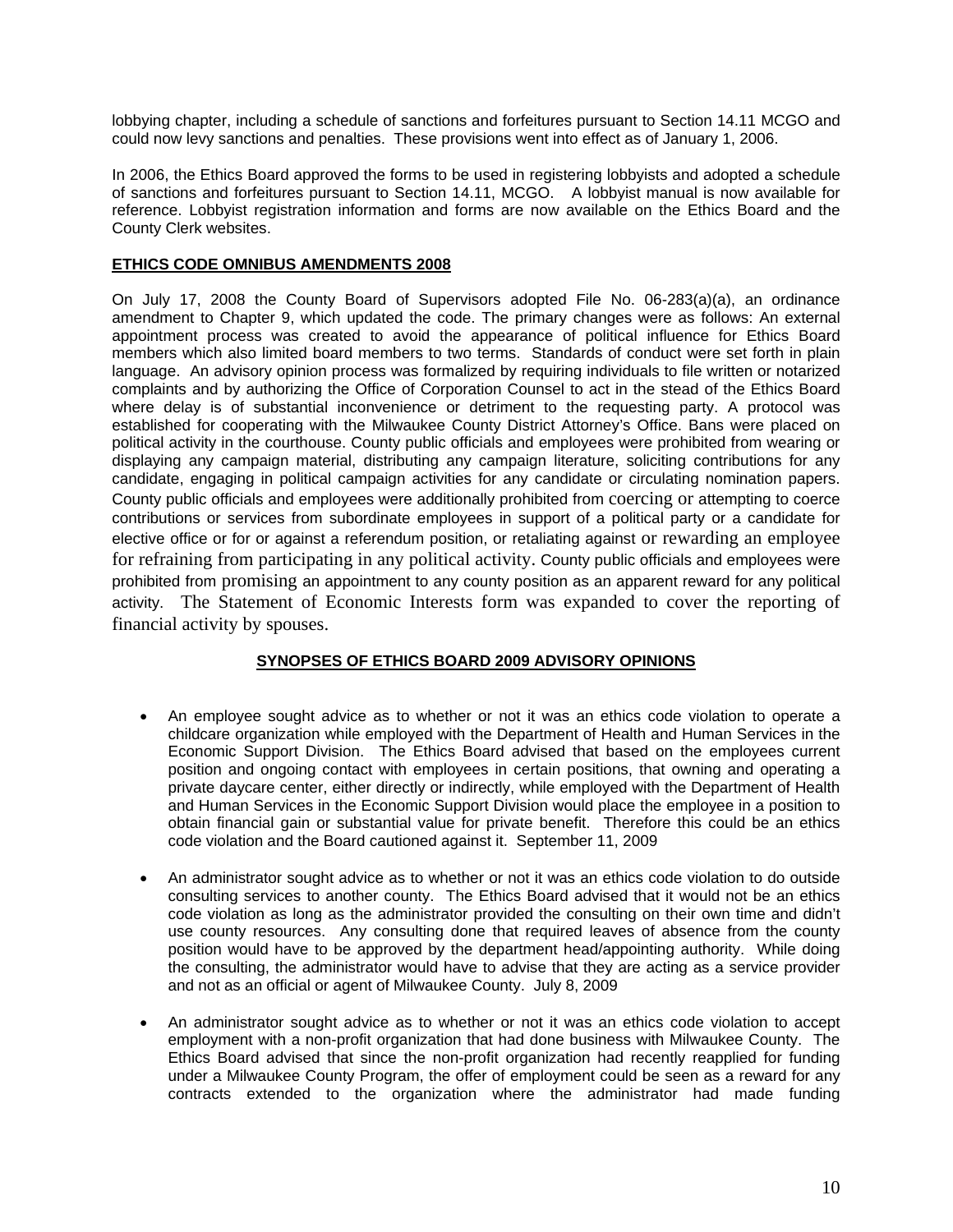lobbying chapter, including a schedule of sanctions and forfeitures pursuant to Section 14.11 MCGO and could now levy sanctions and penalties. These provisions went into effect as of January 1, 2006.

In 2006, the Ethics Board approved the forms to be used in registering lobbyists and adopted a schedule of sanctions and forfeitures pursuant to Section 14.11, MCGO. A lobbyist manual is now available for reference. Lobbyist registration information and forms are now available on the Ethics Board and the County Clerk websites.

**ETHICS CODE OMNIBUS AMENDMENTS 2008**

On July 17, 2008 the County Board of Supervisors adopted File No. 06-283(a)(a), an ordinance amendment to Chapter 9, which updated the code. The primary changes were as follows: An external appointment process was created to avoid the appearance of political influence for Ethics Board members which also limited board members to two terms. Standards of conduct were set forth in plain language. An advisory opinion process was formalized by requiring individuals to file written or notarized complaints and by authorizing the Office of Corporation Counsel to act in the stead of the Ethics Board where delay is of substantial inconvenience or detriment to the requesting party. A protocol was established for cooperating with the Milwaukee County District Attorney's Office. Bans were placed on political activity in the courthouse. County public officials and employees were prohibited from wearing or displaying any campaign material, distributing any campaign literature, soliciting contributions for any candidate, engaging in political campaign activities for any candidate or circulating nomination papers. County public officials and employees were additionally prohibited from coercing or attempting to coerce contributions or services from subordinate employees in support of a political party or a candidate for elective office or for or against a referendum position, or retaliating against or rewarding an employee for refraining from participating in any political activity. County public officials and employees were prohibited from promising an appointment to any county position as an apparent reward for any political activity. The Statement of Economic Interests form was expanded to cover the reporting of financial activity by spouses.

**SYNOPSES OF ETHICS BOARD 2009 ADVISORY OPINIONS**

- An employee sought advice as to whether or not it was an ethics code violation to operate a childcare organization while employed with the Department of Health and Human Services in the Economic Support Division. The Ethics Board advised that based on the employees current position and ongoing contact with employees in certain positions, that owning and operating a private daycare center, either directly or indirectly, while employed with the Department of Health and Human Services in the Economic Support Division would place the employee in a position to obtain financial gain or substantial value for private benefit. Therefore this could be an ethics code violation and the Board cautioned against it. September 11, 2009

- An administrator sought advice as to whether or not it was an ethics code violation to do outside consulting services to another county. The Ethics Board advised that it would not be an ethics code violation as long as the administrator provided the consulting on their own time and didn't use county resources. Any consulting done that required leaves of absence from the county position would have to be approved by the department head/appointing authority. While doing the consulting, the administrator would have to advise that they are acting as a service provider and not as an official or agent of Milwaukee County. July 8, 2009

- An administrator sought advice as to whether or not it was an ethics code violation to accept employment with a non-profit organization that had done business with Milwaukee County. The Ethics Board advised that since the non-profit organization had recently reapplied for funding under a Milwaukee County Program, the offer of employment could be seen as a reward for any contracts extended to the organization where the administrator had made funding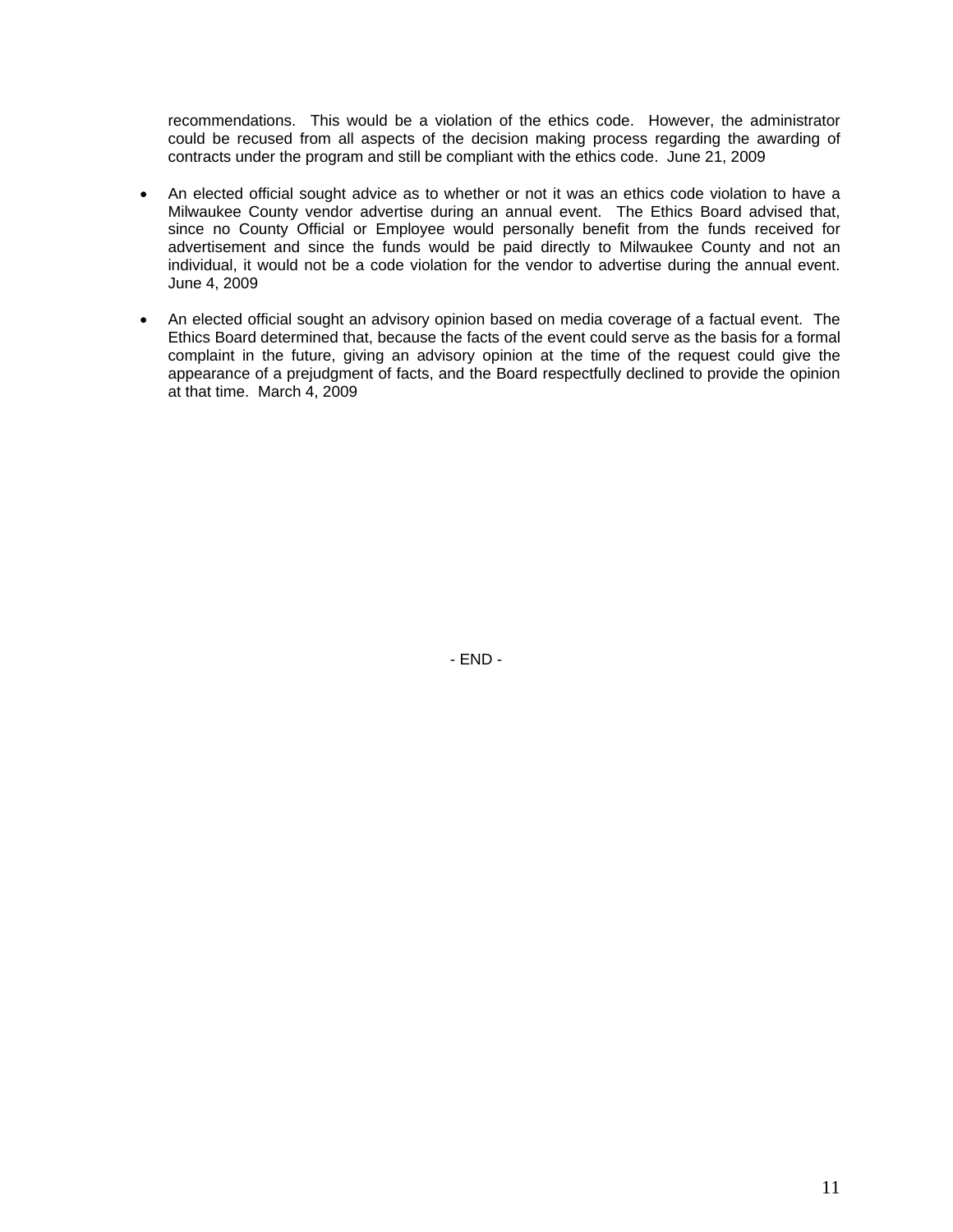recommendations. This would be a violation of the ethics code. However, the administrator could be recused from all aspects of the decision making process regarding the awarding of contracts under the program and still be compliant with the ethics code. June 21, 2009

- An elected official sought advice as to whether or not it was an ethics code violation to have a Milwaukee County vendor advertise during an annual event. The Ethics Board advised that, since no County Official or Employee would personally benefit from the funds received for advertisement and since the funds would be paid directly to Milwaukee County and not an individual, it would not be a code violation for the vendor to advertise during the annual event. June 4, 2009

- An elected official sought an advisory opinion based on media coverage of a factual event. The Ethics Board determined that, because the facts of the event could serve as the basis for a formal complaint in the future, giving an advisory opinion at the time of the request could give the appearance of a prejudgment of facts, and the Board respectfully declined to provide the opinion at that time. March 4, 2009

- END -